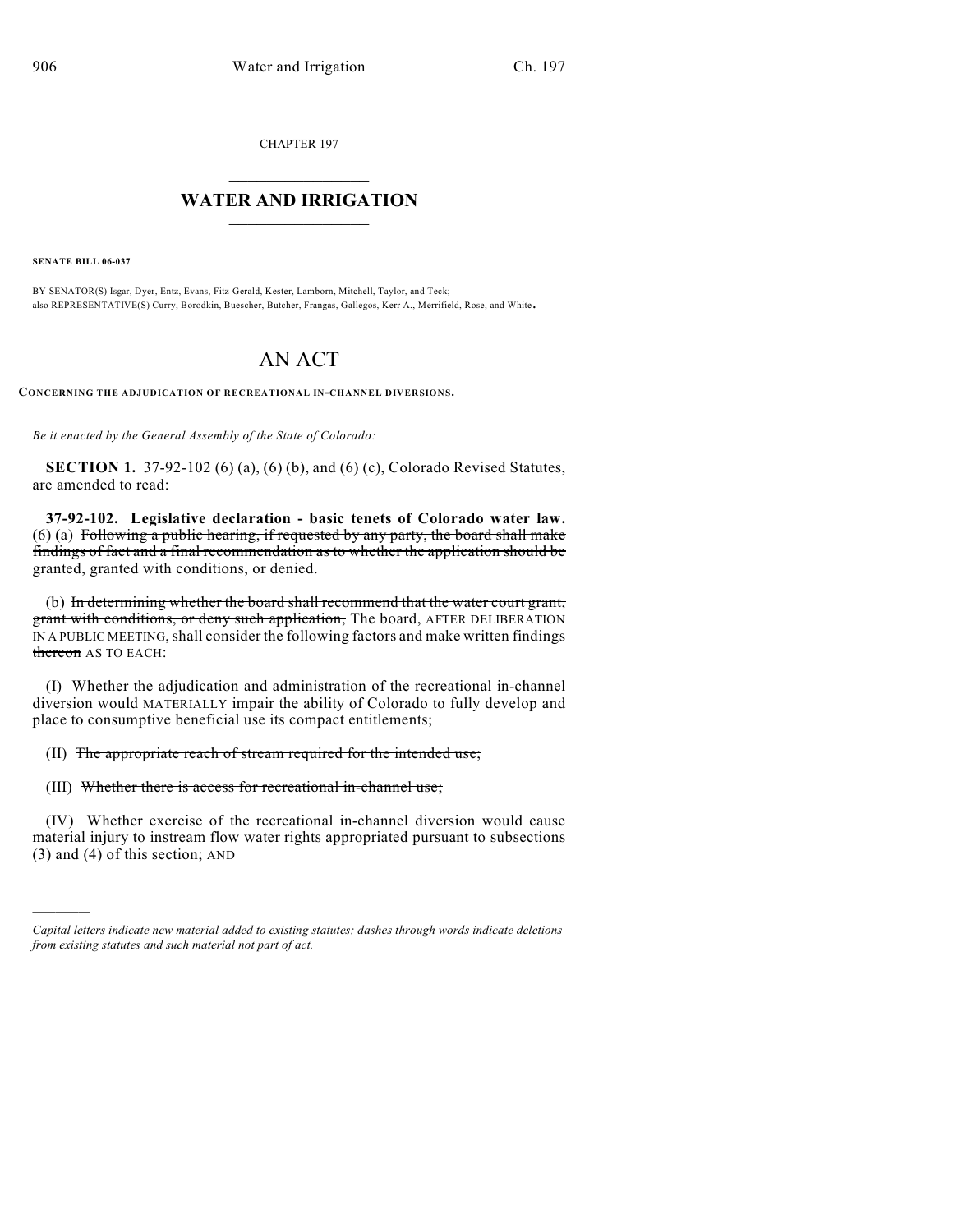CHAPTER 197

# WATER AND IRRIGATION

**SENATE BILL 06-037**

BY SENATOR(S) Isgar, Dyer, Entz, Evans, Fitz-Gerald, Kester, Lamborn, Mitchell, Taylor, and Teck;
also REPRESENTATIVE(S) Curry, Borodkin, Buescher, Butcher, Frangas, Gallegos, Kerr A., Merrifield, Rose, and White.

# AN ACT

**CONCERNING THE ADJUDICATION OF RECREATIONAL IN-CHANNEL DIVERSIONS.**

*Be it enacted by the General Assembly of the State of Colorado:*

**SECTION 1.** 37-92-102 (6) (a), (6) (b), and (6) (c), Colorado Revised Statutes, are amended to read:

**37-92-102. Legislative declaration - basic tenets of Colorado water law.** (6) (a) ~~Following a public hearing, if requested by any party, the board shall make findings of fact and a final recommendation as to whether the application should be granted, granted with conditions, or denied.~~

(b) ~~In determining whether the board shall recommend that the water court grant, grant with conditions, or deny such application,~~ The board, AFTER DELIBERATION IN A PUBLIC MEETING, shall consider the following factors and make written findings ~~thereon~~ AS TO EACH:

(I) Whether the adjudication and administration of the recreational in-channel diversion would MATERIALLY impair the ability of Colorado to fully develop and place to consumptive beneficial use its compact entitlements;

(II) ~~The appropriate reach of stream required for the intended use;~~

(III) ~~Whether there is access for recreational in-channel use;~~

(IV) Whether exercise of the recreational in-channel diversion would cause material injury to instream flow water rights appropriated pursuant to subsections (3) and (4) of this section; AND

---

*Capital letters indicate new material added to existing statutes; dashes through words indicate deletions from existing statutes and such material not part of act.*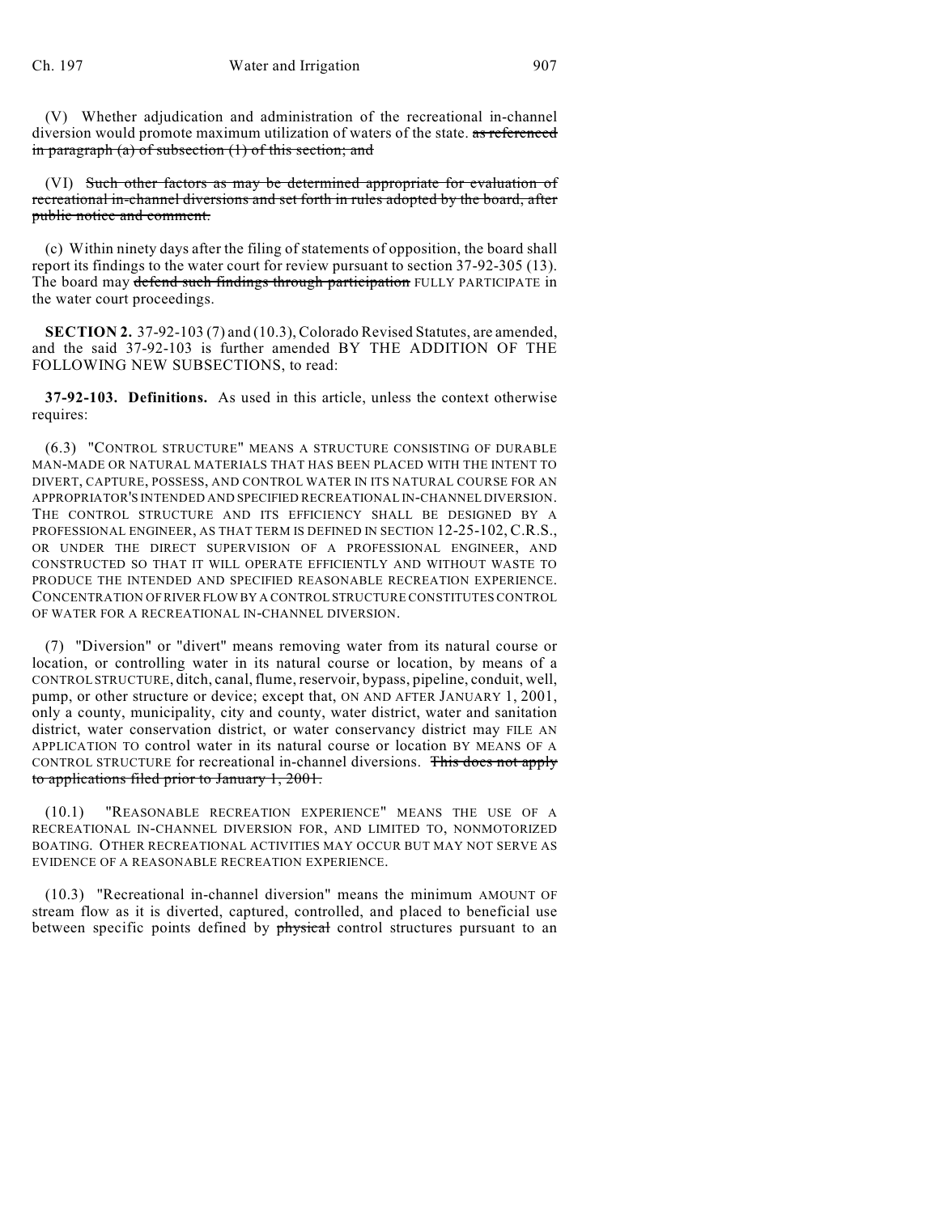(V) Whether adjudication and administration of the recreational in-channel diversion would promote maximum utilization of waters of the state. ~~as referenced in paragraph (a) of subsection (1) of this section; and~~

(VI) ~~Such other factors as may be determined appropriate for evaluation of recreational in-channel diversions and set forth in rules adopted by the board, after public notice and comment.~~

(c) Within ninety days after the filing of statements of opposition, the board shall report its findings to the water court for review pursuant to section 37-92-305 (13). The board may ~~defend such findings through participation~~ FULLY PARTICIPATE in the water court proceedings.

**SECTION 2.** 37-92-103 (7) and (10.3), Colorado Revised Statutes, are amended, and the said 37-92-103 is further amended BY THE ADDITION OF THE FOLLOWING NEW SUBSECTIONS, to read:

**37-92-103. Definitions.** As used in this article, unless the context otherwise requires:

(6.3) "CONTROL STRUCTURE" MEANS A STRUCTURE CONSISTING OF DURABLE MAN-MADE OR NATURAL MATERIALS THAT HAS BEEN PLACED WITH THE INTENT TO DIVERT, CAPTURE, POSSESS, AND CONTROL WATER IN ITS NATURAL COURSE FOR AN APPROPRIATOR'S INTENDED AND SPECIFIED RECREATIONAL IN-CHANNEL DIVERSION. THE CONTROL STRUCTURE AND ITS EFFICIENCY SHALL BE DESIGNED BY A PROFESSIONAL ENGINEER, AS THAT TERM IS DEFINED IN SECTION 12-25-102, C.R.S., OR UNDER THE DIRECT SUPERVISION OF A PROFESSIONAL ENGINEER, AND CONSTRUCTED SO THAT IT WILL OPERATE EFFICIENTLY AND WITHOUT WASTE TO PRODUCE THE INTENDED AND SPECIFIED REASONABLE RECREATION EXPERIENCE. CONCENTRATION OF RIVER FLOW BY A CONTROL STRUCTURE CONSTITUTES CONTROL OF WATER FOR A RECREATIONAL IN-CHANNEL DIVERSION.

(7) "Diversion" or "divert" means removing water from its natural course or location, or controlling water in its natural course or location, by means of a CONTROL STRUCTURE, ditch, canal, flume, reservoir, bypass, pipeline, conduit, well, pump, or other structure or device; except that, ON AND AFTER JANUARY 1, 2001, only a county, municipality, city and county, water district, water and sanitation district, water conservation district, or water conservancy district may FILE AN APPLICATION TO control water in its natural course or location BY MEANS OF A CONTROL STRUCTURE for recreational in-channel diversions. ~~This does not apply to applications filed prior to January 1, 2001.~~

(10.1) "REASONABLE RECREATION EXPERIENCE" MEANS THE USE OF A RECREATIONAL IN-CHANNEL DIVERSION FOR, AND LIMITED TO, NONMOTORIZED BOATING. OTHER RECREATIONAL ACTIVITIES MAY OCCUR BUT MAY NOT SERVE AS EVIDENCE OF A REASONABLE RECREATION EXPERIENCE.

(10.3) "Recreational in-channel diversion" means the minimum AMOUNT OF stream flow as it is diverted, captured, controlled, and placed to beneficial use between specific points defined by ~~physical~~ control structures pursuant to an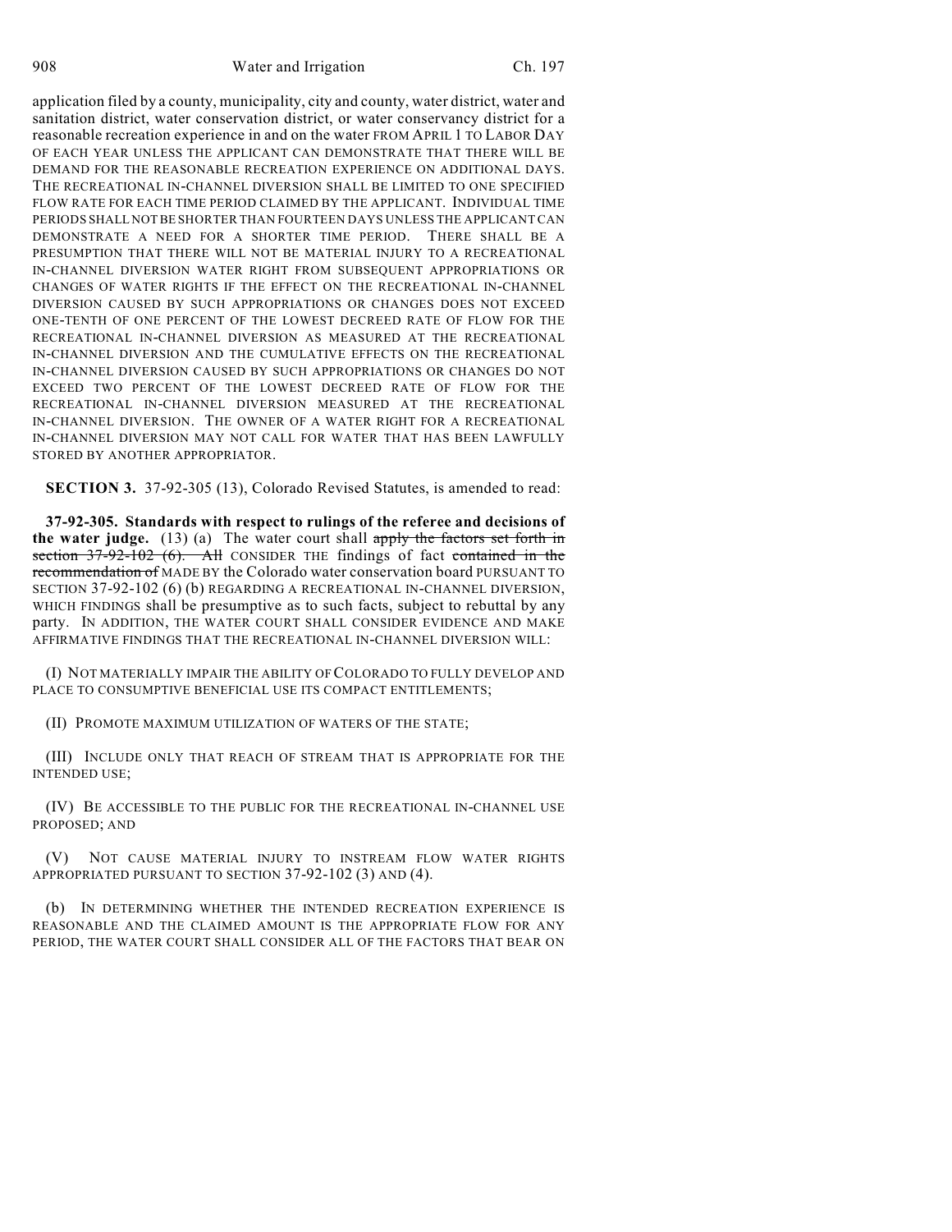application filed by a county, municipality, city and county, water district, water and sanitation district, water conservation district, or water conservancy district for a reasonable recreation experience in and on the water FROM APRIL 1 TO LABOR DAY OF EACH YEAR UNLESS THE APPLICANT CAN DEMONSTRATE THAT THERE WILL BE DEMAND FOR THE REASONABLE RECREATION EXPERIENCE ON ADDITIONAL DAYS. THE RECREATIONAL IN-CHANNEL DIVERSION SHALL BE LIMITED TO ONE SPECIFIED FLOW RATE FOR EACH TIME PERIOD CLAIMED BY THE APPLICANT. INDIVIDUAL TIME PERIODS SHALL NOT BE SHORTER THAN FOURTEEN DAYS UNLESS THE APPLICANT CAN DEMONSTRATE A NEED FOR A SHORTER TIME PERIOD. THERE SHALL BE A PRESUMPTION THAT THERE WILL NOT BE MATERIAL INJURY TO A RECREATIONAL IN-CHANNEL DIVERSION WATER RIGHT FROM SUBSEQUENT APPROPRIATIONS OR CHANGES OF WATER RIGHTS IF THE EFFECT ON THE RECREATIONAL IN-CHANNEL DIVERSION CAUSED BY SUCH APPROPRIATIONS OR CHANGES DOES NOT EXCEED ONE-TENTH OF ONE PERCENT OF THE LOWEST DECREED RATE OF FLOW FOR THE RECREATIONAL IN-CHANNEL DIVERSION AS MEASURED AT THE RECREATIONAL IN-CHANNEL DIVERSION AND THE CUMULATIVE EFFECTS ON THE RECREATIONAL IN-CHANNEL DIVERSION CAUSED BY SUCH APPROPRIATIONS OR CHANGES DO NOT EXCEED TWO PERCENT OF THE LOWEST DECREED RATE OF FLOW FOR THE RECREATIONAL IN-CHANNEL DIVERSION MEASURED AT THE RECREATIONAL IN-CHANNEL DIVERSION. THE OWNER OF A WATER RIGHT FOR A RECREATIONAL IN-CHANNEL DIVERSION MAY NOT CALL FOR WATER THAT HAS BEEN LAWFULLY STORED BY ANOTHER APPROPRIATOR.

**SECTION 3.** 37-92-305 (13), Colorado Revised Statutes, is amended to read:

**37-92-305. Standards with respect to rulings of the referee and decisions of the water judge.** (13) (a) The water court shall ~~apply the factors set forth in section 37-92-102 (6). All~~ CONSIDER THE findings of fact ~~contained in the recommendation of~~ MADE BY the Colorado water conservation board PURSUANT TO SECTION 37-92-102 (6) (b) REGARDING A RECREATIONAL IN-CHANNEL DIVERSION, WHICH FINDINGS shall be presumptive as to such facts, subject to rebuttal by any party. IN ADDITION, THE WATER COURT SHALL CONSIDER EVIDENCE AND MAKE AFFIRMATIVE FINDINGS THAT THE RECREATIONAL IN-CHANNEL DIVERSION WILL:

(I) NOT MATERIALLY IMPAIR THE ABILITY OF COLORADO TO FULLY DEVELOP AND PLACE TO CONSUMPTIVE BENEFICIAL USE ITS COMPACT ENTITLEMENTS;

(II) PROMOTE MAXIMUM UTILIZATION OF WATERS OF THE STATE;

(III) INCLUDE ONLY THAT REACH OF STREAM THAT IS APPROPRIATE FOR THE INTENDED USE;

(IV) BE ACCESSIBLE TO THE PUBLIC FOR THE RECREATIONAL IN-CHANNEL USE PROPOSED; AND

(V) NOT CAUSE MATERIAL INJURY TO INSTREAM FLOW WATER RIGHTS APPROPRIATED PURSUANT TO SECTION 37-92-102 (3) AND (4).

(b) IN DETERMINING WHETHER THE INTENDED RECREATION EXPERIENCE IS REASONABLE AND THE CLAIMED AMOUNT IS THE APPROPRIATE FLOW FOR ANY PERIOD, THE WATER COURT SHALL CONSIDER ALL OF THE FACTORS THAT BEAR ON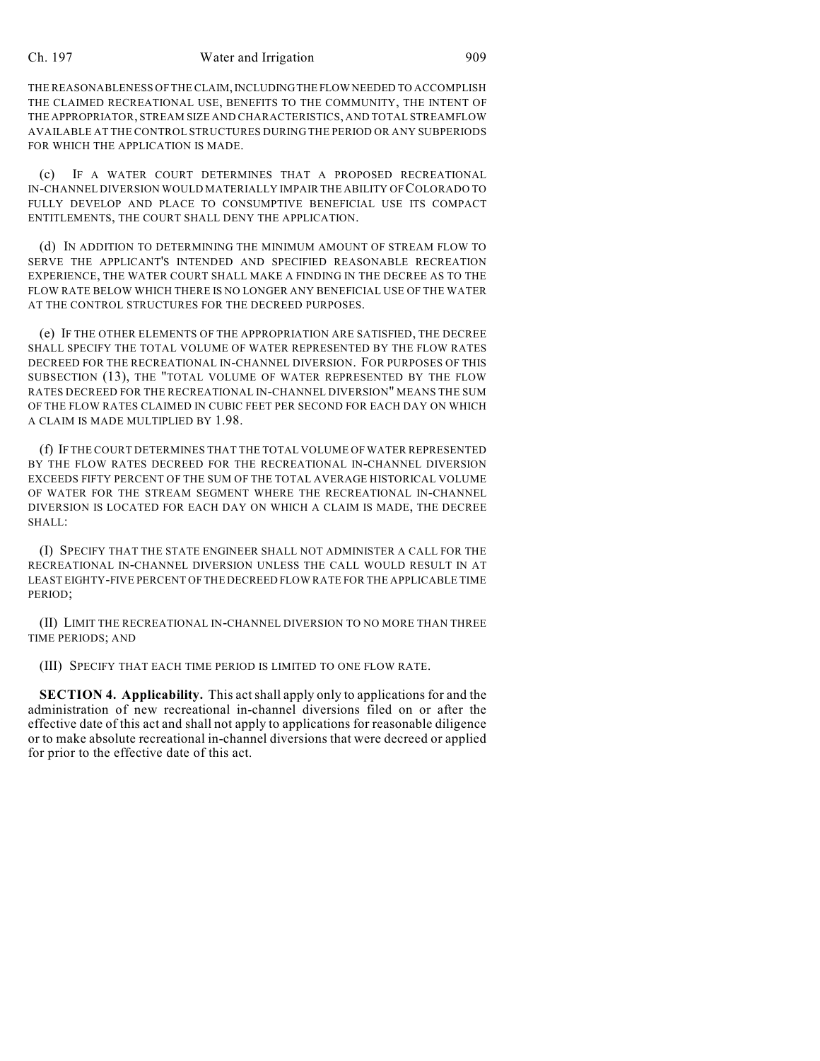THE REASONABLENESS OF THE CLAIM, INCLUDING THE FLOW NEEDED TO ACCOMPLISH THE CLAIMED RECREATIONAL USE, BENEFITS TO THE COMMUNITY, THE INTENT OF THE APPROPRIATOR, STREAM SIZE AND CHARACTERISTICS, AND TOTAL STREAMFLOW AVAILABLE AT THE CONTROL STRUCTURES DURING THE PERIOD OR ANY SUBPERIODS FOR WHICH THE APPLICATION IS MADE.

(c) IF A WATER COURT DETERMINES THAT A PROPOSED RECREATIONAL IN-CHANNEL DIVERSION WOULD MATERIALLY IMPAIR THE ABILITY OF COLORADO TO FULLY DEVELOP AND PLACE TO CONSUMPTIVE BENEFICIAL USE ITS COMPACT ENTITLEMENTS, THE COURT SHALL DENY THE APPLICATION.

(d) IN ADDITION TO DETERMINING THE MINIMUM AMOUNT OF STREAM FLOW TO SERVE THE APPLICANT'S INTENDED AND SPECIFIED REASONABLE RECREATION EXPERIENCE, THE WATER COURT SHALL MAKE A FINDING IN THE DECREE AS TO THE FLOW RATE BELOW WHICH THERE IS NO LONGER ANY BENEFICIAL USE OF THE WATER AT THE CONTROL STRUCTURES FOR THE DECREED PURPOSES.

(e) IF THE OTHER ELEMENTS OF THE APPROPRIATION ARE SATISFIED, THE DECREE SHALL SPECIFY THE TOTAL VOLUME OF WATER REPRESENTED BY THE FLOW RATES DECREED FOR THE RECREATIONAL IN-CHANNEL DIVERSION. FOR PURPOSES OF THIS SUBSECTION (13), THE "TOTAL VOLUME OF WATER REPRESENTED BY THE FLOW RATES DECREED FOR THE RECREATIONAL IN-CHANNEL DIVERSION" MEANS THE SUM OF THE FLOW RATES CLAIMED IN CUBIC FEET PER SECOND FOR EACH DAY ON WHICH A CLAIM IS MADE MULTIPLIED BY 1.98.

(f) IF THE COURT DETERMINES THAT THE TOTAL VOLUME OF WATER REPRESENTED BY THE FLOW RATES DECREED FOR THE RECREATIONAL IN-CHANNEL DIVERSION EXCEEDS FIFTY PERCENT OF THE SUM OF THE TOTAL AVERAGE HISTORICAL VOLUME OF WATER FOR THE STREAM SEGMENT WHERE THE RECREATIONAL IN-CHANNEL DIVERSION IS LOCATED FOR EACH DAY ON WHICH A CLAIM IS MADE, THE DECREE SHALL:

(I) SPECIFY THAT THE STATE ENGINEER SHALL NOT ADMINISTER A CALL FOR THE RECREATIONAL IN-CHANNEL DIVERSION UNLESS THE CALL WOULD RESULT IN AT LEAST EIGHTY-FIVE PERCENT OF THE DECREED FLOW RATE FOR THE APPLICABLE TIME PERIOD;

(II) LIMIT THE RECREATIONAL IN-CHANNEL DIVERSION TO NO MORE THAN THREE TIME PERIODS; AND

(III) SPECIFY THAT EACH TIME PERIOD IS LIMITED TO ONE FLOW RATE.

**SECTION 4. Applicability.** This act shall apply only to applications for and the administration of new recreational in-channel diversions filed on or after the effective date of this act and shall not apply to applications for reasonable diligence or to make absolute recreational in-channel diversions that were decreed or applied for prior to the effective date of this act.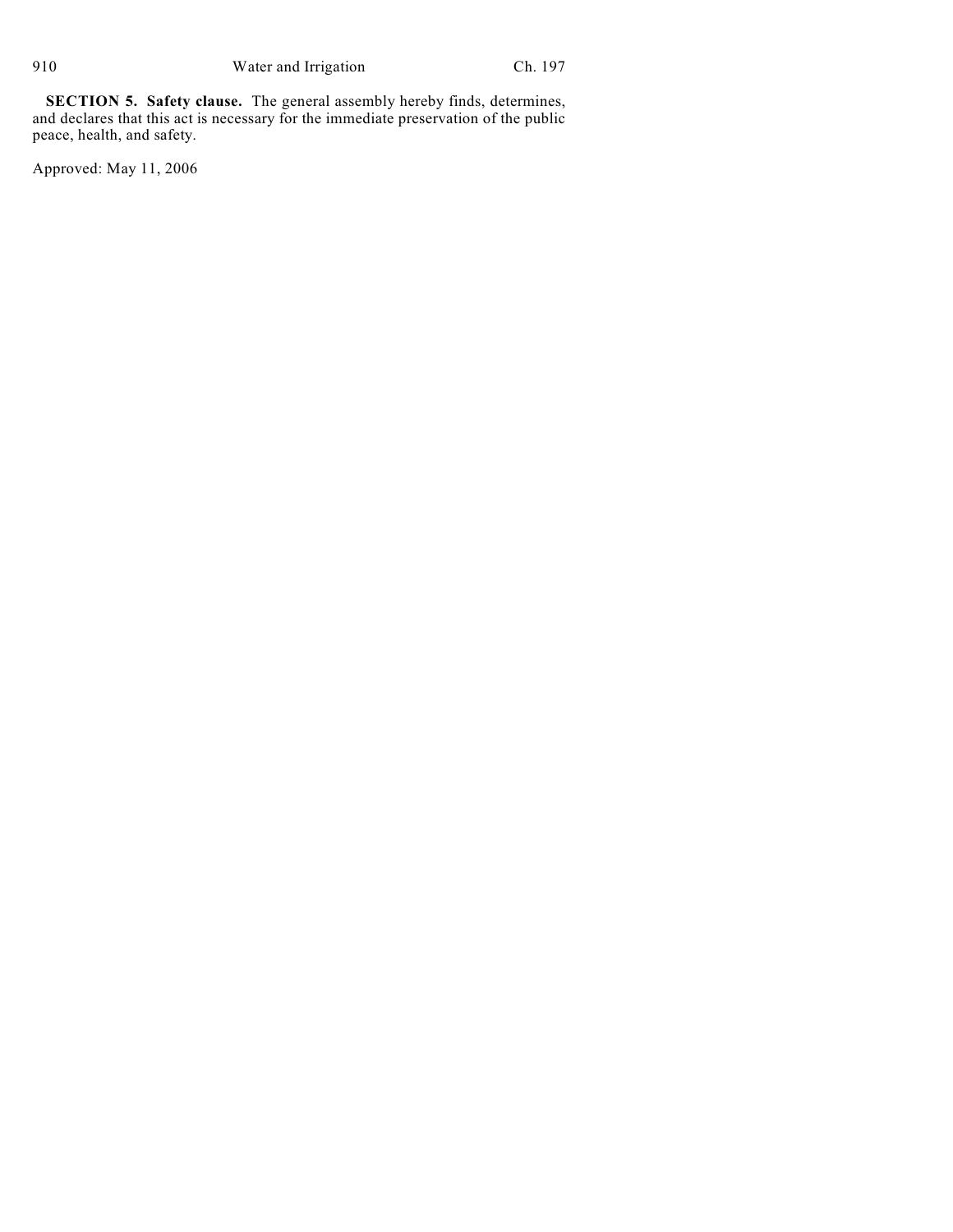**SECTION 5. Safety clause.** The general assembly hereby finds, determines, and declares that this act is necessary for the immediate preservation of the public peace, health, and safety.

Approved: May 11, 2006